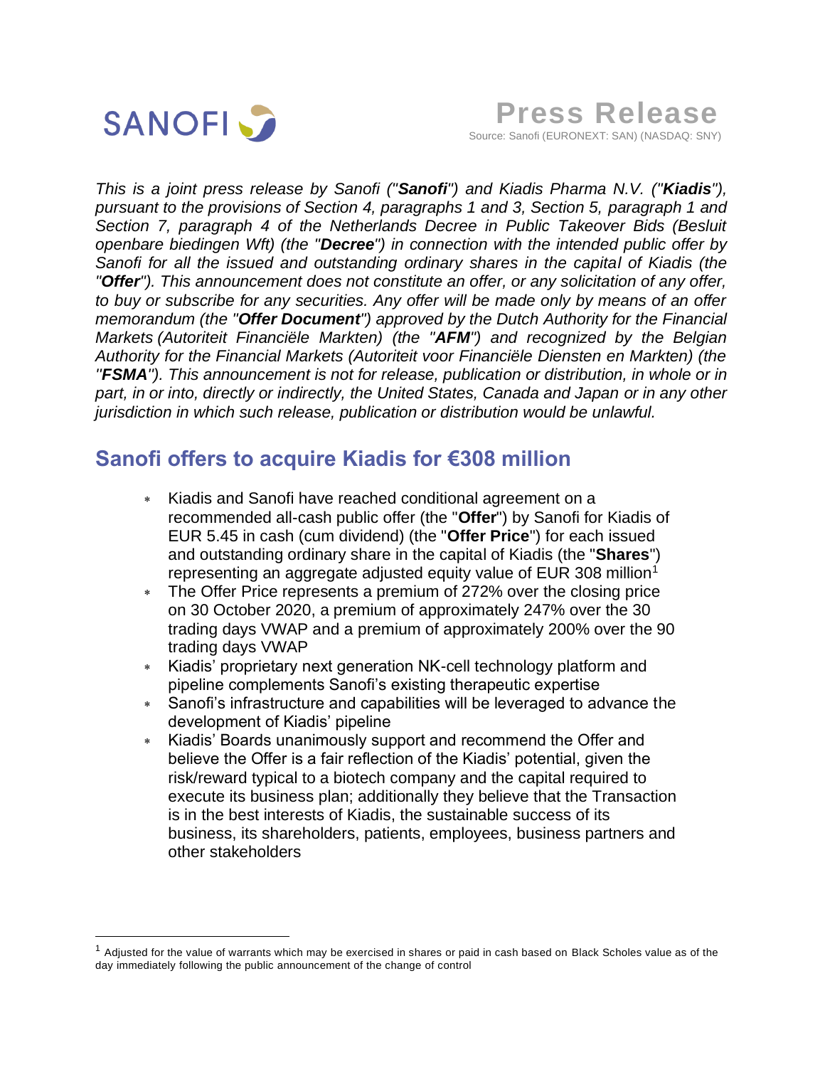**SANOFI**

**Press Release**

Source: Sanofi (EURONEXT: SAN) (NASDAQ: SNY)

*This is a joint press release by Sanofi ("**Sanofi**") and Kiadis Pharma N.V. ("**Kiadis**"), pursuant to the provisions of Section 4, paragraphs 1 and 3, Section 5, paragraph 1 and Section 7, paragraph 4 of the Netherlands Decree in Public Takeover Bids (Besluit openbare biedingen Wft) (the "**Decree**") in connection with the intended public offer by Sanofi for all the issued and outstanding ordinary shares in the capital of Kiadis (the "**Offer**"). This announcement does not constitute an offer, or any solicitation of any offer, to buy or subscribe for any securities. Any offer will be made only by means of an offer memorandum (the "**Offer Document**") approved by the Dutch Authority for the Financial Markets (Autoriteit Financiële Markten) (the "**AFM**") and recognized by the Belgian Authority for the Financial Markets (Autoriteit voor Financiële Diensten en Markten) (the "**FSMA**"). This announcement is not for release, publication or distribution, in whole or in part, in or into, directly or indirectly, the United States, Canada and Japan or in any other jurisdiction in which such release, publication or distribution would be unlawful.*

## Sanofi offers to acquire Kiadis for €308 million

- Kiadis and Sanofi have reached conditional agreement on a recommended all-cash public offer (the "**Offer**") by Sanofi for Kiadis of EUR 5.45 in cash (cum dividend) (the "**Offer Price**") for each issued and outstanding ordinary share in the capital of Kiadis (the "**Shares**") representing an aggregate adjusted equity value of EUR 308 million[1]
- The Offer Price represents a premium of 272% over the closing price on 30 October 2020, a premium of approximately 247% over the 30 trading days VWAP and a premium of approximately 200% over the 90 trading days VWAP
- Kiadis' proprietary next generation NK-cell technology platform and pipeline complements Sanofi's existing therapeutic expertise
- Sanofi's infrastructure and capabilities will be leveraged to advance the development of Kiadis' pipeline
- Kiadis' Boards unanimously support and recommend the Offer and believe the Offer is a fair reflection of the Kiadis' potential, given the risk/reward typical to a biotech company and the capital required to execute its business plan; additionally they believe that the Transaction is in the best interests of Kiadis, the sustainable success of its business, its shareholders, patients, employees, business partners and other stakeholders

[1] Adjusted for the value of warrants which may be exercised in shares or paid in cash based on Black Scholes value as of the day immediately following the public announcement of the change of control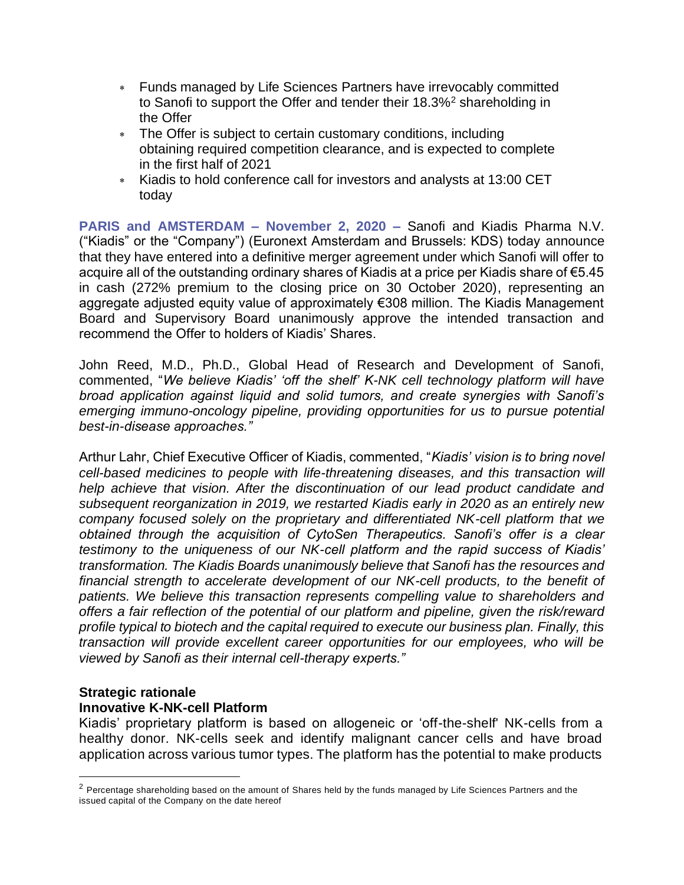- Funds managed by Life Sciences Partners have irrevocably committed to Sanofi to support the Offer and tender their 18.3%[2] shareholding in the Offer
- The Offer is subject to certain customary conditions, including obtaining required competition clearance, and is expected to complete in the first half of 2021
- Kiadis to hold conference call for investors and analysts at 13:00 CET today

**PARIS and AMSTERDAM – November 2, 2020 –** Sanofi and Kiadis Pharma N.V. ("Kiadis" or the "Company") (Euronext Amsterdam and Brussels: KDS) today announce that they have entered into a definitive merger agreement under which Sanofi will offer to acquire all of the outstanding ordinary shares of Kiadis at a price per Kiadis share of €5.45 in cash (272% premium to the closing price on 30 October 2020), representing an aggregate adjusted equity value of approximately €308 million. The Kiadis Management Board and Supervisory Board unanimously approve the intended transaction and recommend the Offer to holders of Kiadis' Shares.

John Reed, M.D., Ph.D., Global Head of Research and Development of Sanofi, commented, "*We believe Kiadis' 'off the shelf' K-NK cell technology platform will have broad application against liquid and solid tumors, and create synergies with Sanofi's emerging immuno-oncology pipeline, providing opportunities for us to pursue potential best-in-disease approaches.*"

Arthur Lahr, Chief Executive Officer of Kiadis, commented, "*Kiadis' vision is to bring novel cell-based medicines to people with life-threatening diseases, and this transaction will help achieve that vision. After the discontinuation of our lead product candidate and subsequent reorganization in 2019, we restarted Kiadis early in 2020 as an entirely new company focused solely on the proprietary and differentiated NK-cell platform that we obtained through the acquisition of CytoSen Therapeutics. Sanofi's offer is a clear testimony to the uniqueness of our NK-cell platform and the rapid success of Kiadis' transformation. The Kiadis Boards unanimously believe that Sanofi has the resources and financial strength to accelerate development of our NK-cell products, to the benefit of patients. We believe this transaction represents compelling value to shareholders and offers a fair reflection of the potential of our platform and pipeline, given the risk/reward profile typical to biotech and the capital required to execute our business plan. Finally, this transaction will provide excellent career opportunities for our employees, who will be viewed by Sanofi as their internal cell-therapy experts.*"

**Strategic rationale**

**Innovative K-NK-cell Platform**

Kiadis' proprietary platform is based on allogeneic or 'off-the-shelf' NK-cells from a healthy donor. NK-cells seek and identify malignant cancer cells and have broad application across various tumor types. The platform has the potential to make products

[2] Percentage shareholding based on the amount of Shares held by the funds managed by Life Sciences Partners and the issued capital of the Company on the date hereof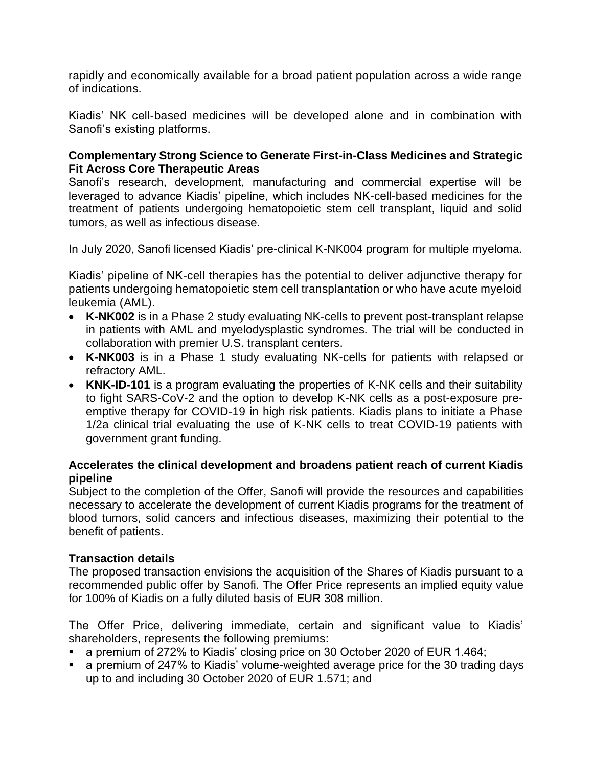rapidly and economically available for a broad patient population across a wide range of indications.

Kiadis' NK cell-based medicines will be developed alone and in combination with Sanofi's existing platforms.

**Complementary Strong Science to Generate First-in-Class Medicines and Strategic Fit Across Core Therapeutic Areas**

Sanofi's research, development, manufacturing and commercial expertise will be leveraged to advance Kiadis' pipeline, which includes NK-cell-based medicines for the treatment of patients undergoing hematopoietic stem cell transplant, liquid and solid tumors, as well as infectious disease.

In July 2020, Sanofi licensed Kiadis' pre-clinical K-NK004 program for multiple myeloma.

Kiadis' pipeline of NK-cell therapies has the potential to deliver adjunctive therapy for patients undergoing hematopoietic stem cell transplantation or who have acute myeloid leukemia (AML).

- **K-NK002** is in a Phase 2 study evaluating NK-cells to prevent post-transplant relapse in patients with AML and myelodysplastic syndromes. The trial will be conducted in collaboration with premier U.S. transplant centers.
- **K-NK003** is in a Phase 1 study evaluating NK-cells for patients with relapsed or refractory AML.
- **KNK-ID-101** is a program evaluating the properties of K-NK cells and their suitability to fight SARS-CoV-2 and the option to develop K-NK cells as a post-exposure pre-emptive therapy for COVID-19 in high risk patients. Kiadis plans to initiate a Phase 1/2a clinical trial evaluating the use of K-NK cells to treat COVID-19 patients with government grant funding.

**Accelerates the clinical development and broadens patient reach of current Kiadis pipeline**

Subject to the completion of the Offer, Sanofi will provide the resources and capabilities necessary to accelerate the development of current Kiadis programs for the treatment of blood tumors, solid cancers and infectious diseases, maximizing their potential to the benefit of patients.

**Transaction details**

The proposed transaction envisions the acquisition of the Shares of Kiadis pursuant to a recommended public offer by Sanofi. The Offer Price represents an implied equity value for 100% of Kiadis on a fully diluted basis of EUR 308 million.

The Offer Price, delivering immediate, certain and significant value to Kiadis' shareholders, represents the following premiums:

- a premium of 272% to Kiadis' closing price on 30 October 2020 of EUR 1.464;
- a premium of 247% to Kiadis' volume-weighted average price for the 30 trading days up to and including 30 October 2020 of EUR 1.571; and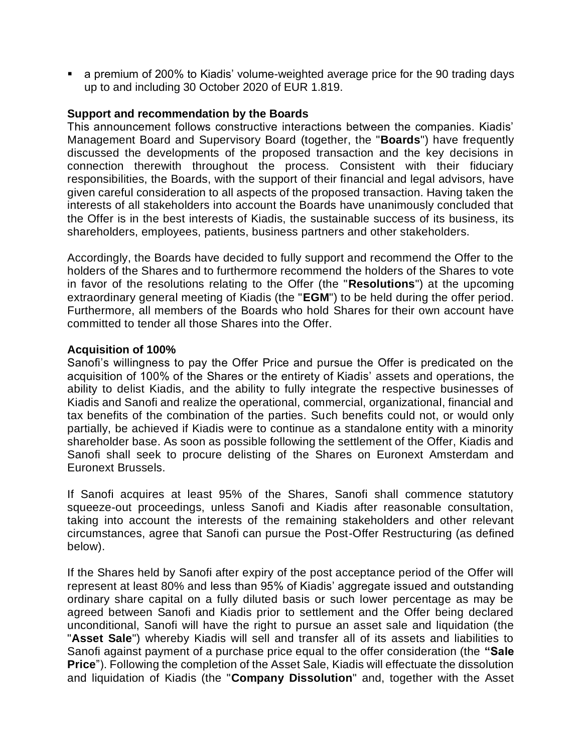- a premium of 200% to Kiadis' volume-weighted average price for the 90 trading days up to and including 30 October 2020 of EUR 1.819.

**Support and recommendation by the Boards**

This announcement follows constructive interactions between the companies. Kiadis' Management Board and Supervisory Board (together, the "**Boards**") have frequently discussed the developments of the proposed transaction and the key decisions in connection therewith throughout the process. Consistent with their fiduciary responsibilities, the Boards, with the support of their financial and legal advisors, have given careful consideration to all aspects of the proposed transaction. Having taken the interests of all stakeholders into account the Boards have unanimously concluded that the Offer is in the best interests of Kiadis, the sustainable success of its business, its shareholders, employees, patients, business partners and other stakeholders.

Accordingly, the Boards have decided to fully support and recommend the Offer to the holders of the Shares and to furthermore recommend the holders of the Shares to vote in favor of the resolutions relating to the Offer (the "**Resolutions**") at the upcoming extraordinary general meeting of Kiadis (the "**EGM**") to be held during the offer period. Furthermore, all members of the Boards who hold Shares for their own account have committed to tender all those Shares into the Offer.

**Acquisition of 100%**

Sanofi's willingness to pay the Offer Price and pursue the Offer is predicated on the acquisition of 100% of the Shares or the entirety of Kiadis' assets and operations, the ability to delist Kiadis, and the ability to fully integrate the respective businesses of Kiadis and Sanofi and realize the operational, commercial, organizational, financial and tax benefits of the combination of the parties. Such benefits could not, or would only partially, be achieved if Kiadis were to continue as a standalone entity with a minority shareholder base. As soon as possible following the settlement of the Offer, Kiadis and Sanofi shall seek to procure delisting of the Shares on Euronext Amsterdam and Euronext Brussels.

If Sanofi acquires at least 95% of the Shares, Sanofi shall commence statutory squeeze-out proceedings, unless Sanofi and Kiadis after reasonable consultation, taking into account the interests of the remaining stakeholders and other relevant circumstances, agree that Sanofi can pursue the Post-Offer Restructuring (as defined below).

If the Shares held by Sanofi after expiry of the post acceptance period of the Offer will represent at least 80% and less than 95% of Kiadis' aggregate issued and outstanding ordinary share capital on a fully diluted basis or such lower percentage as may be agreed between Sanofi and Kiadis prior to settlement and the Offer being declared unconditional, Sanofi will have the right to pursue an asset sale and liquidation (the "**Asset Sale**") whereby Kiadis will sell and transfer all of its assets and liabilities to Sanofi against payment of a purchase price equal to the offer consideration (the **"Sale Price"**). Following the completion of the Asset Sale, Kiadis will effectuate the dissolution and liquidation of Kiadis (the "**Company Dissolution**" and, together with the Asset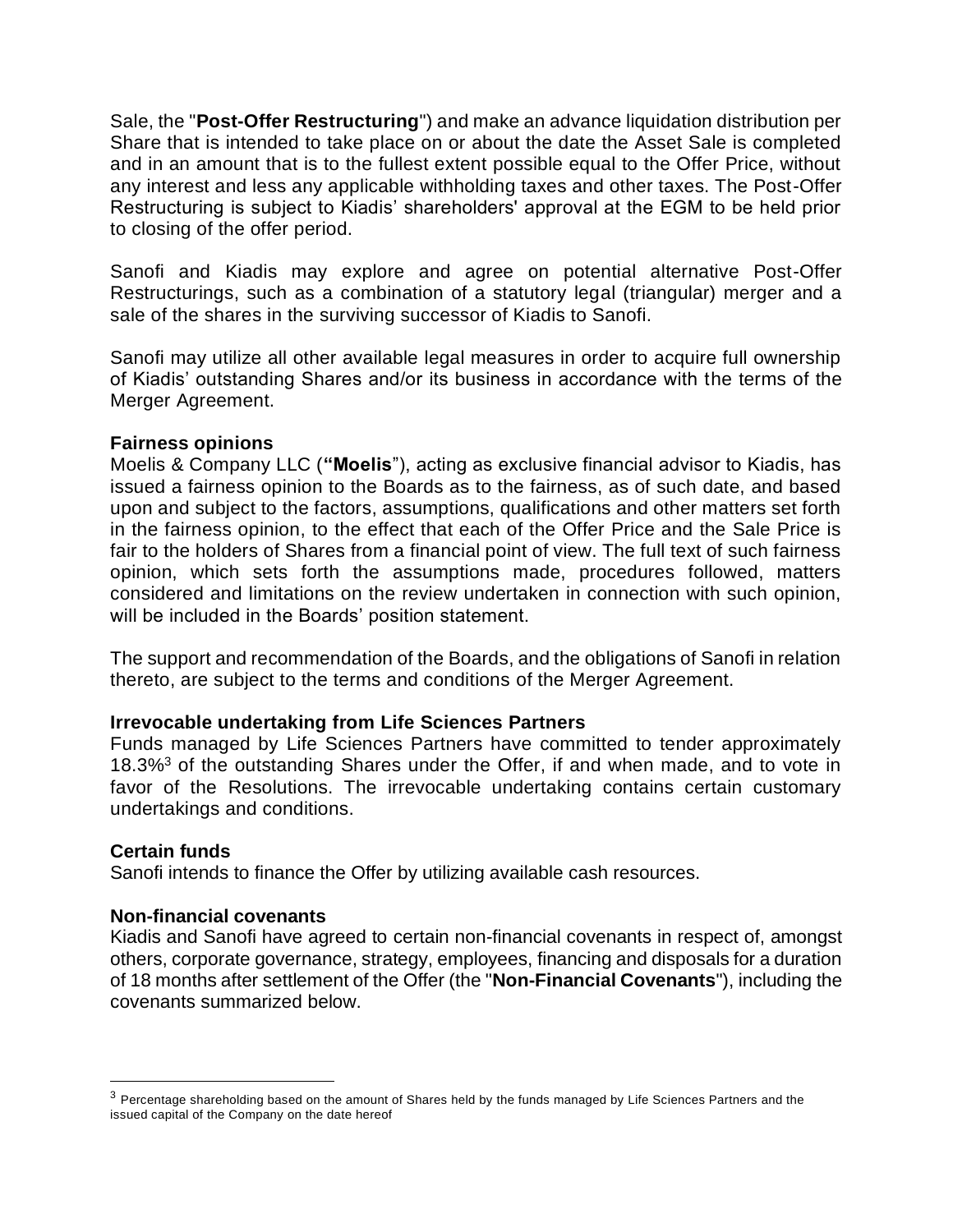Sale, the "**Post-Offer Restructuring**") and make an advance liquidation distribution per Share that is intended to take place on or about the date the Asset Sale is completed and in an amount that is to the fullest extent possible equal to the Offer Price, without any interest and less any applicable withholding taxes and other taxes. The Post-Offer Restructuring is subject to Kiadis' shareholders' approval at the EGM to be held prior to closing of the offer period.

Sanofi and Kiadis may explore and agree on potential alternative Post-Offer Restructurings, such as a combination of a statutory legal (triangular) merger and a sale of the shares in the surviving successor of Kiadis to Sanofi.

Sanofi may utilize all other available legal measures in order to acquire full ownership of Kiadis' outstanding Shares and/or its business in accordance with the terms of the Merger Agreement.

**Fairness opinions**

Moelis & Company LLC (**"Moelis**"), acting as exclusive financial advisor to Kiadis, has issued a fairness opinion to the Boards as to the fairness, as of such date, and based upon and subject to the factors, assumptions, qualifications and other matters set forth in the fairness opinion, to the effect that each of the Offer Price and the Sale Price is fair to the holders of Shares from a financial point of view. The full text of such fairness opinion, which sets forth the assumptions made, procedures followed, matters considered and limitations on the review undertaken in connection with such opinion, will be included in the Boards' position statement.

The support and recommendation of the Boards, and the obligations of Sanofi in relation thereto, are subject to the terms and conditions of the Merger Agreement.

**Irrevocable undertaking from Life Sciences Partners**

Funds managed by Life Sciences Partners have committed to tender approximately 18.3%[3] of the outstanding Shares under the Offer, if and when made, and to vote in favor of the Resolutions. The irrevocable undertaking contains certain customary undertakings and conditions.

**Certain funds**

Sanofi intends to finance the Offer by utilizing available cash resources.

**Non-financial covenants**

Kiadis and Sanofi have agreed to certain non-financial covenants in respect of, amongst others, corporate governance, strategy, employees, financing and disposals for a duration of 18 months after settlement of the Offer (the "**Non-Financial Covenants**"), including the covenants summarized below.

[3] Percentage shareholding based on the amount of Shares held by the funds managed by Life Sciences Partners and the issued capital of the Company on the date hereof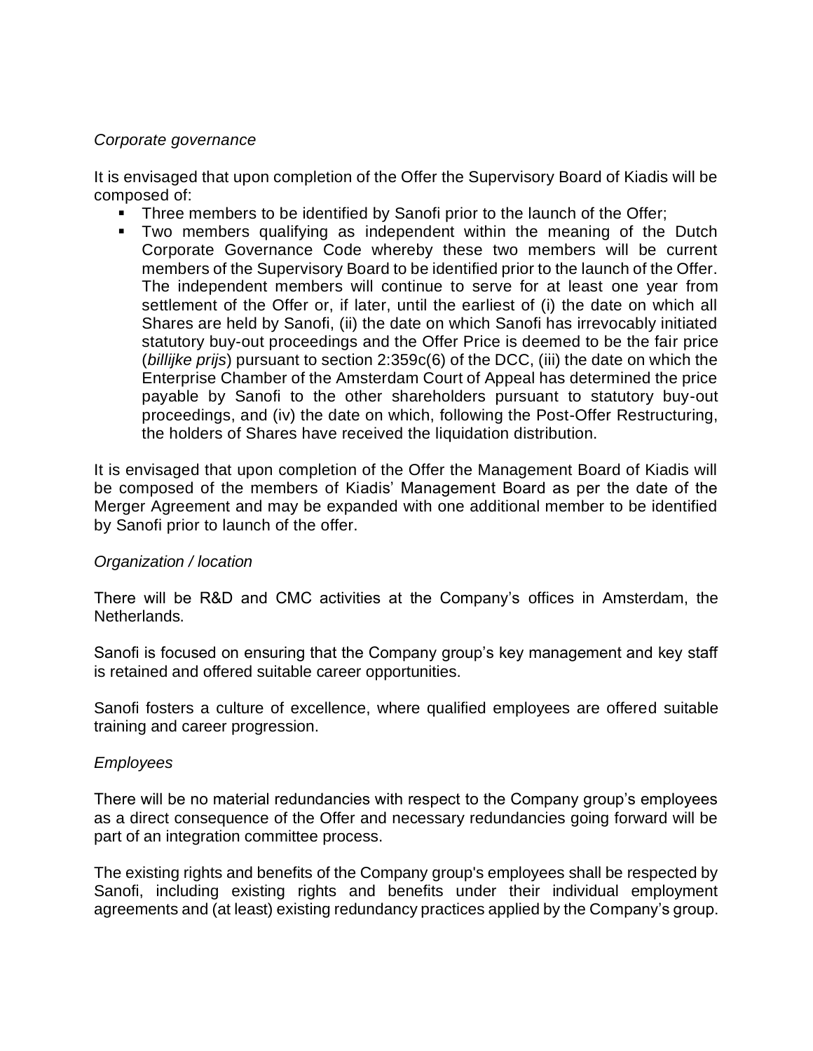*Corporate governance*

It is envisaged that upon completion of the Offer the Supervisory Board of Kiadis will be composed of:

- Three members to be identified by Sanofi prior to the launch of the Offer;
- Two members qualifying as independent within the meaning of the Dutch Corporate Governance Code whereby these two members will be current members of the Supervisory Board to be identified prior to the launch of the Offer. The independent members will continue to serve for at least one year from settlement of the Offer or, if later, until the earliest of (i) the date on which all Shares are held by Sanofi, (ii) the date on which Sanofi has irrevocably initiated statutory buy-out proceedings and the Offer Price is deemed to be the fair price (*billijke prijs*) pursuant to section 2:359c(6) of the DCC, (iii) the date on which the Enterprise Chamber of the Amsterdam Court of Appeal has determined the price payable by Sanofi to the other shareholders pursuant to statutory buy-out proceedings, and (iv) the date on which, following the Post-Offer Restructuring, the holders of Shares have received the liquidation distribution.

It is envisaged that upon completion of the Offer the Management Board of Kiadis will be composed of the members of Kiadis' Management Board as per the date of the Merger Agreement and may be expanded with one additional member to be identified by Sanofi prior to launch of the offer.

*Organization / location*

There will be R&D and CMC activities at the Company's offices in Amsterdam, the Netherlands.

Sanofi is focused on ensuring that the Company group's key management and key staff is retained and offered suitable career opportunities.

Sanofi fosters a culture of excellence, where qualified employees are offered suitable training and career progression.

*Employees*

There will be no material redundancies with respect to the Company group's employees as a direct consequence of the Offer and necessary redundancies going forward will be part of an integration committee process.

The existing rights and benefits of the Company group's employees shall be respected by Sanofi, including existing rights and benefits under their individual employment agreements and (at least) existing redundancy practices applied by the Company's group.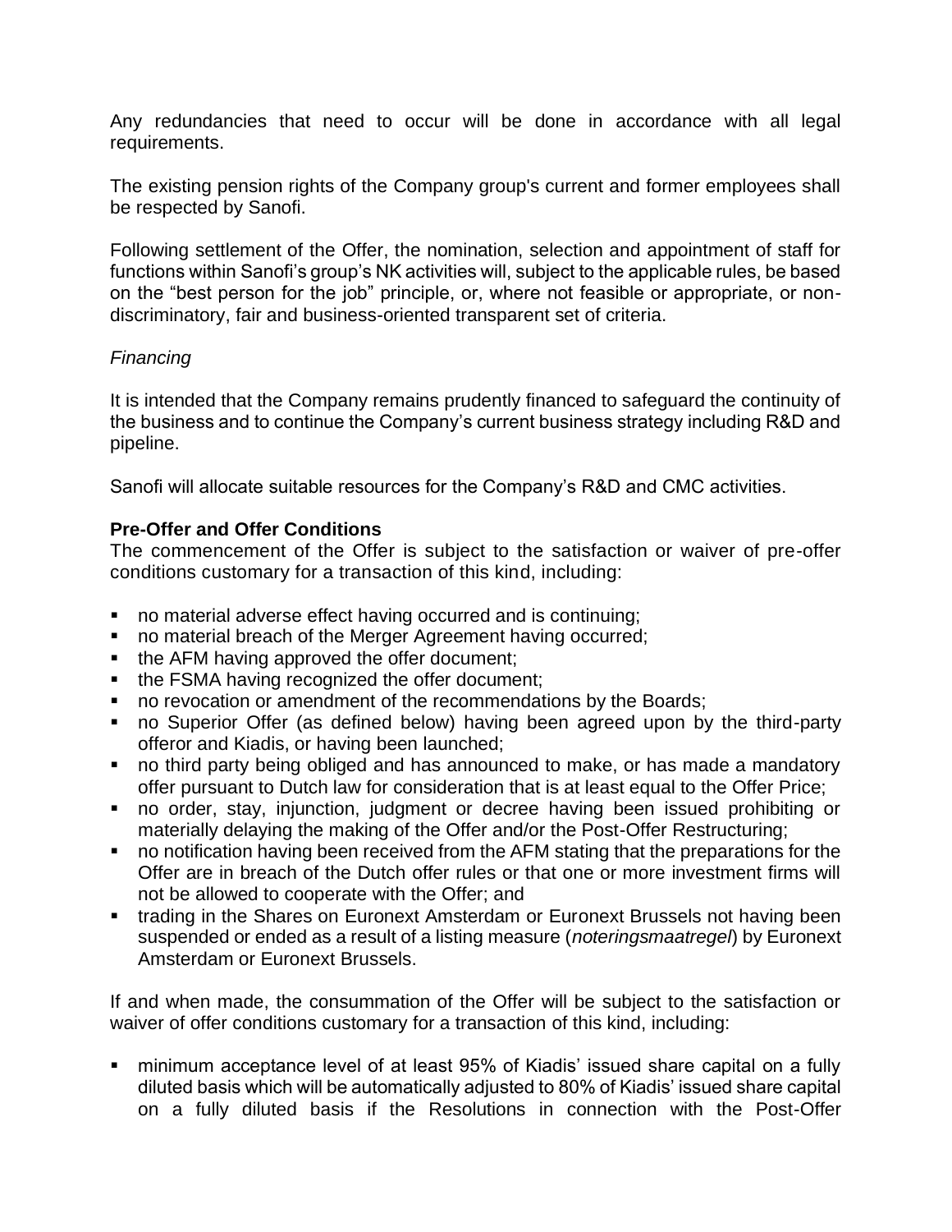Any redundancies that need to occur will be done in accordance with all legal requirements.

The existing pension rights of the Company group's current and former employees shall be respected by Sanofi.

Following settlement of the Offer, the nomination, selection and appointment of staff for functions within Sanofi's group's NK activities will, subject to the applicable rules, be based on the "best person for the job" principle, or, where not feasible or appropriate, or non-discriminatory, fair and business-oriented transparent set of criteria.

*Financing*

It is intended that the Company remains prudently financed to safeguard the continuity of the business and to continue the Company's current business strategy including R&D and pipeline.

Sanofi will allocate suitable resources for the Company's R&D and CMC activities.

**Pre-Offer and Offer Conditions**

The commencement of the Offer is subject to the satisfaction or waiver of pre-offer conditions customary for a transaction of this kind, including:

- no material adverse effect having occurred and is continuing;
- no material breach of the Merger Agreement having occurred;
- the AFM having approved the offer document;
- the FSMA having recognized the offer document;
- no revocation or amendment of the recommendations by the Boards;
- no Superior Offer (as defined below) having been agreed upon by the third-party offeror and Kiadis, or having been launched;
- no third party being obliged and has announced to make, or has made a mandatory offer pursuant to Dutch law for consideration that is at least equal to the Offer Price;
- no order, stay, injunction, judgment or decree having been issued prohibiting or materially delaying the making of the Offer and/or the Post-Offer Restructuring;
- no notification having been received from the AFM stating that the preparations for the Offer are in breach of the Dutch offer rules or that one or more investment firms will not be allowed to cooperate with the Offer; and
- trading in the Shares on Euronext Amsterdam or Euronext Brussels not having been suspended or ended as a result of a listing measure (*noteringsmaatregel*) by Euronext Amsterdam or Euronext Brussels.

If and when made, the consummation of the Offer will be subject to the satisfaction or waiver of offer conditions customary for a transaction of this kind, including:

- minimum acceptance level of at least 95% of Kiadis' issued share capital on a fully diluted basis which will be automatically adjusted to 80% of Kiadis' issued share capital on a fully diluted basis if the Resolutions in connection with the Post-Offer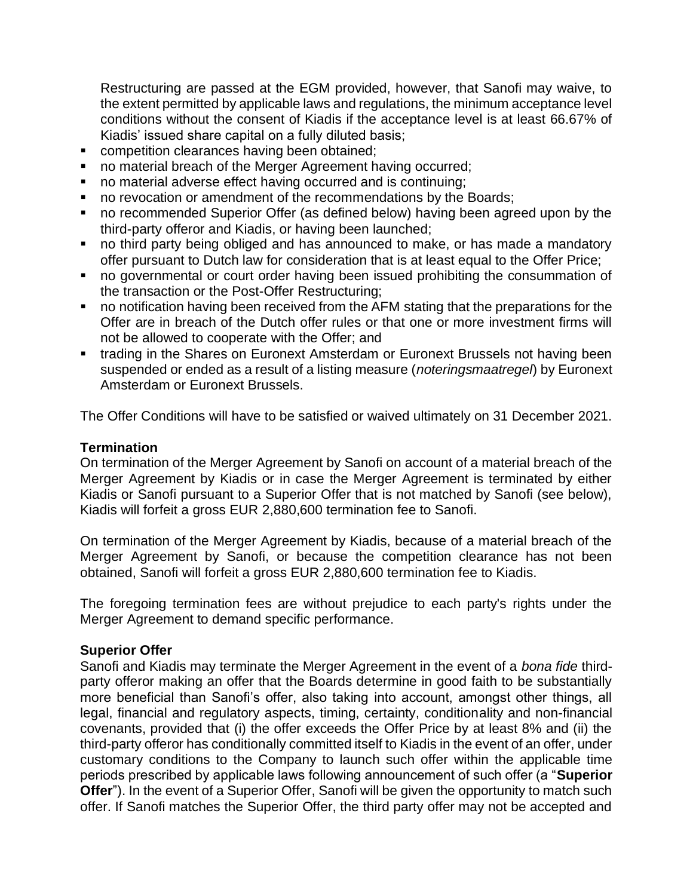Restructuring are passed at the EGM provided, however, that Sanofi may waive, to the extent permitted by applicable laws and regulations, the minimum acceptance level conditions without the consent of Kiadis if the acceptance level is at least 66.67% of Kiadis' issued share capital on a fully diluted basis;

- competition clearances having been obtained;
- no material breach of the Merger Agreement having occurred;
- no material adverse effect having occurred and is continuing;
- no revocation or amendment of the recommendations by the Boards;
- no recommended Superior Offer (as defined below) having been agreed upon by the third-party offeror and Kiadis, or having been launched;
- no third party being obliged and has announced to make, or has made a mandatory offer pursuant to Dutch law for consideration that is at least equal to the Offer Price;
- no governmental or court order having been issued prohibiting the consummation of the transaction or the Post-Offer Restructuring;
- no notification having been received from the AFM stating that the preparations for the Offer are in breach of the Dutch offer rules or that one or more investment firms will not be allowed to cooperate with the Offer; and
- trading in the Shares on Euronext Amsterdam or Euronext Brussels not having been suspended or ended as a result of a listing measure (*noteringsmaatregel*) by Euronext Amsterdam or Euronext Brussels.

The Offer Conditions will have to be satisfied or waived ultimately on 31 December 2021.

**Termination**

On termination of the Merger Agreement by Sanofi on account of a material breach of the Merger Agreement by Kiadis or in case the Merger Agreement is terminated by either Kiadis or Sanofi pursuant to a Superior Offer that is not matched by Sanofi (see below), Kiadis will forfeit a gross EUR 2,880,600 termination fee to Sanofi.

On termination of the Merger Agreement by Kiadis, because of a material breach of the Merger Agreement by Sanofi, or because the competition clearance has not been obtained, Sanofi will forfeit a gross EUR 2,880,600 termination fee to Kiadis.

The foregoing termination fees are without prejudice to each party's rights under the Merger Agreement to demand specific performance.

**Superior Offer**

Sanofi and Kiadis may terminate the Merger Agreement in the event of a *bona fide* third-party offeror making an offer that the Boards determine in good faith to be substantially more beneficial than Sanofi's offer, also taking into account, amongst other things, all legal, financial and regulatory aspects, timing, certainty, conditionality and non-financial covenants, provided that (i) the offer exceeds the Offer Price by at least 8% and (ii) the third-party offeror has conditionally committed itself to Kiadis in the event of an offer, under customary conditions to the Company to launch such offer within the applicable time periods prescribed by applicable laws following announcement of such offer (a "**Superior Offer**"). In the event of a Superior Offer, Sanofi will be given the opportunity to match such offer. If Sanofi matches the Superior Offer, the third party offer may not be accepted and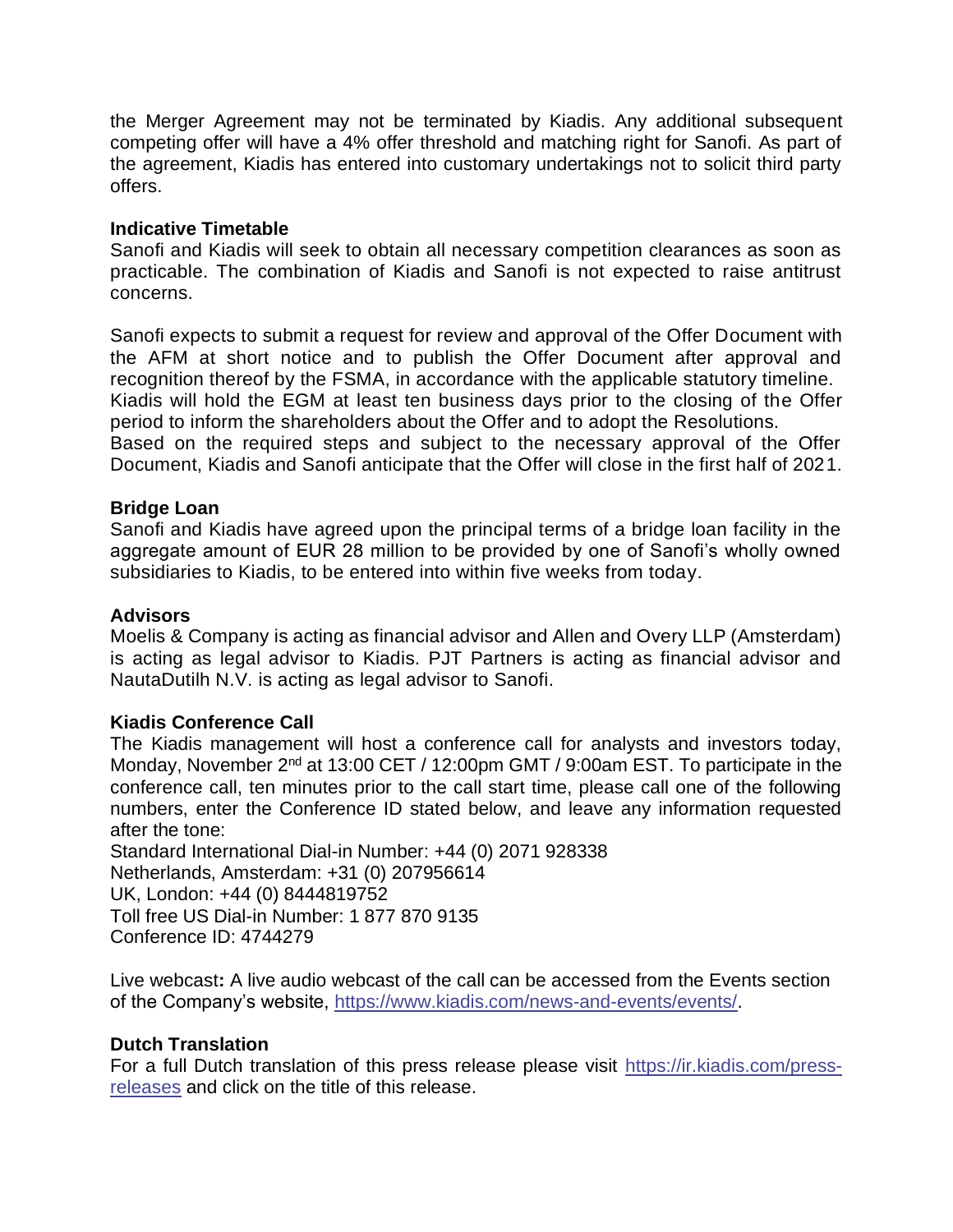the Merger Agreement may not be terminated by Kiadis. Any additional subsequent competing offer will have a 4% offer threshold and matching right for Sanofi. As part of the agreement, Kiadis has entered into customary undertakings not to solicit third party offers.

**Indicative Timetable**

Sanofi and Kiadis will seek to obtain all necessary competition clearances as soon as practicable. The combination of Kiadis and Sanofi is not expected to raise antitrust concerns.

Sanofi expects to submit a request for review and approval of the Offer Document with the AFM at short notice and to publish the Offer Document after approval and recognition thereof by the FSMA, in accordance with the applicable statutory timeline. Kiadis will hold the EGM at least ten business days prior to the closing of the Offer period to inform the shareholders about the Offer and to adopt the Resolutions. Based on the required steps and subject to the necessary approval of the Offer Document, Kiadis and Sanofi anticipate that the Offer will close in the first half of 2021.

**Bridge Loan**

Sanofi and Kiadis have agreed upon the principal terms of a bridge loan facility in the aggregate amount of EUR 28 million to be provided by one of Sanofi's wholly owned subsidiaries to Kiadis, to be entered into within five weeks from today.

**Advisors**

Moelis & Company is acting as financial advisor and Allen and Overy LLP (Amsterdam) is acting as legal advisor to Kiadis. PJT Partners is acting as financial advisor and NautaDutilh N.V. is acting as legal advisor to Sanofi.

**Kiadis Conference Call**

The Kiadis management will host a conference call for analysts and investors today, Monday, November 2nd at 13:00 CET / 12:00pm GMT / 9:00am EST. To participate in the conference call, ten minutes prior to the call start time, please call one of the following numbers, enter the Conference ID stated below, and leave any information requested after the tone:

Standard International Dial-in Number: +44 (0) 2071 928338
Netherlands, Amsterdam: +31 (0) 207956614
UK, London: +44 (0) 8444819752
Toll free US Dial-in Number: 1 877 870 9135
Conference ID: 4744279

Live webcast**:** A live audio webcast of the call can be accessed from the Events section of the Company's website, https://www.kiadis.com/news-and-events/events/.

**Dutch Translation**

For a full Dutch translation of this press release please visit https://ir.kiadis.com/press-releases and click on the title of this release.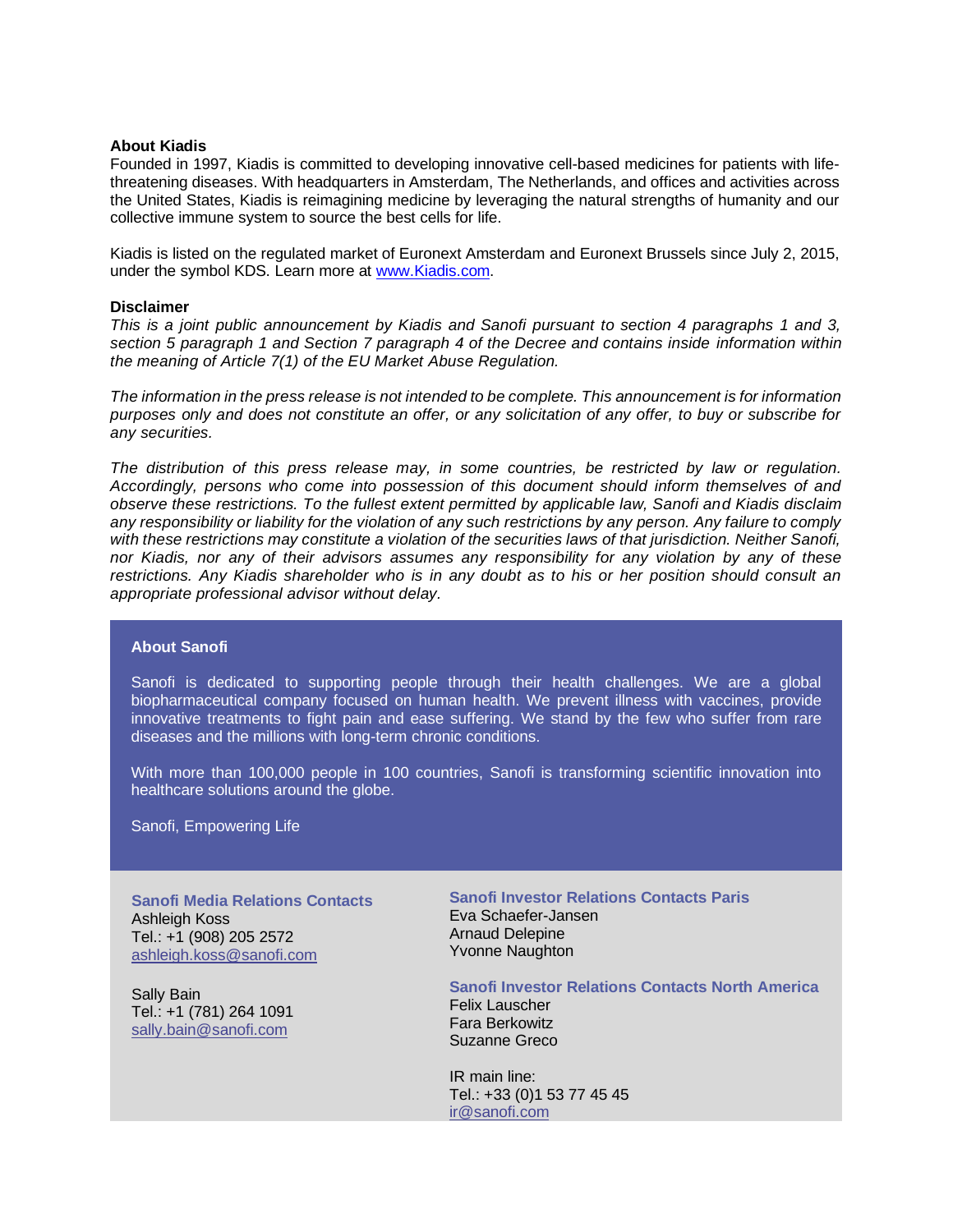**About Kiadis**

Founded in 1997, Kiadis is committed to developing innovative cell-based medicines for patients with life-threatening diseases. With headquarters in Amsterdam, The Netherlands, and offices and activities across the United States, Kiadis is reimagining medicine by leveraging the natural strengths of humanity and our collective immune system to source the best cells for life.

Kiadis is listed on the regulated market of Euronext Amsterdam and Euronext Brussels since July 2, 2015, under the symbol KDS. Learn more at [www.Kiadis.com](http://www.Kiadis.com).

**Disclaimer**

*This is a joint public announcement by Kiadis and Sanofi pursuant to section 4 paragraphs 1 and 3, section 5 paragraph 1 and Section 7 paragraph 4 of the Decree and contains inside information within the meaning of Article 7(1) of the EU Market Abuse Regulation.*

*The information in the press release is not intended to be complete. This announcement is for information purposes only and does not constitute an offer, or any solicitation of any offer, to buy or subscribe for any securities.*

*The distribution of this press release may, in some countries, be restricted by law or regulation. Accordingly, persons who come into possession of this document should inform themselves of and observe these restrictions. To the fullest extent permitted by applicable law, Sanofi and Kiadis disclaim any responsibility or liability for the violation of any such restrictions by any person. Any failure to comply with these restrictions may constitute a violation of the securities laws of that jurisdiction. Neither Sanofi, nor Kiadis, nor any of their advisors assumes any responsibility for any violation by any of these restrictions. Any Kiadis shareholder who is in any doubt as to his or her position should consult an appropriate professional advisor without delay.*

**About Sanofi**

Sanofi is dedicated to supporting people through their health challenges. We are a global biopharmaceutical company focused on human health. We prevent illness with vaccines, provide innovative treatments to fight pain and ease suffering. We stand by the few who suffer from rare diseases and the millions with long-term chronic conditions.

With more than 100,000 people in 100 countries, Sanofi is transforming scientific innovation into healthcare solutions around the globe.

Sanofi, Empowering Life

**Sanofi Media Relations Contacts**

Ashleigh Koss
Tel.: +1 (908) 205 2572
[ashleigh.koss@sanofi.com](mailto:ashleigh.koss@sanofi.com)

Sally Bain
Tel.: +1 (781) 264 1091
[sally.bain@sanofi.com](mailto:sally.bain@sanofi.com)

**Sanofi Investor Relations Contacts Paris**

Eva Schaefer-Jansen
Arnaud Delepine
Yvonne Naughton

**Sanofi Investor Relations Contacts North America**

Felix Lauscher
Fara Berkowitz
Suzanne Greco

IR main line:
Tel.: +33 (0)1 53 77 45 45
[ir@sanofi.com](mailto:ir@sanofi.com)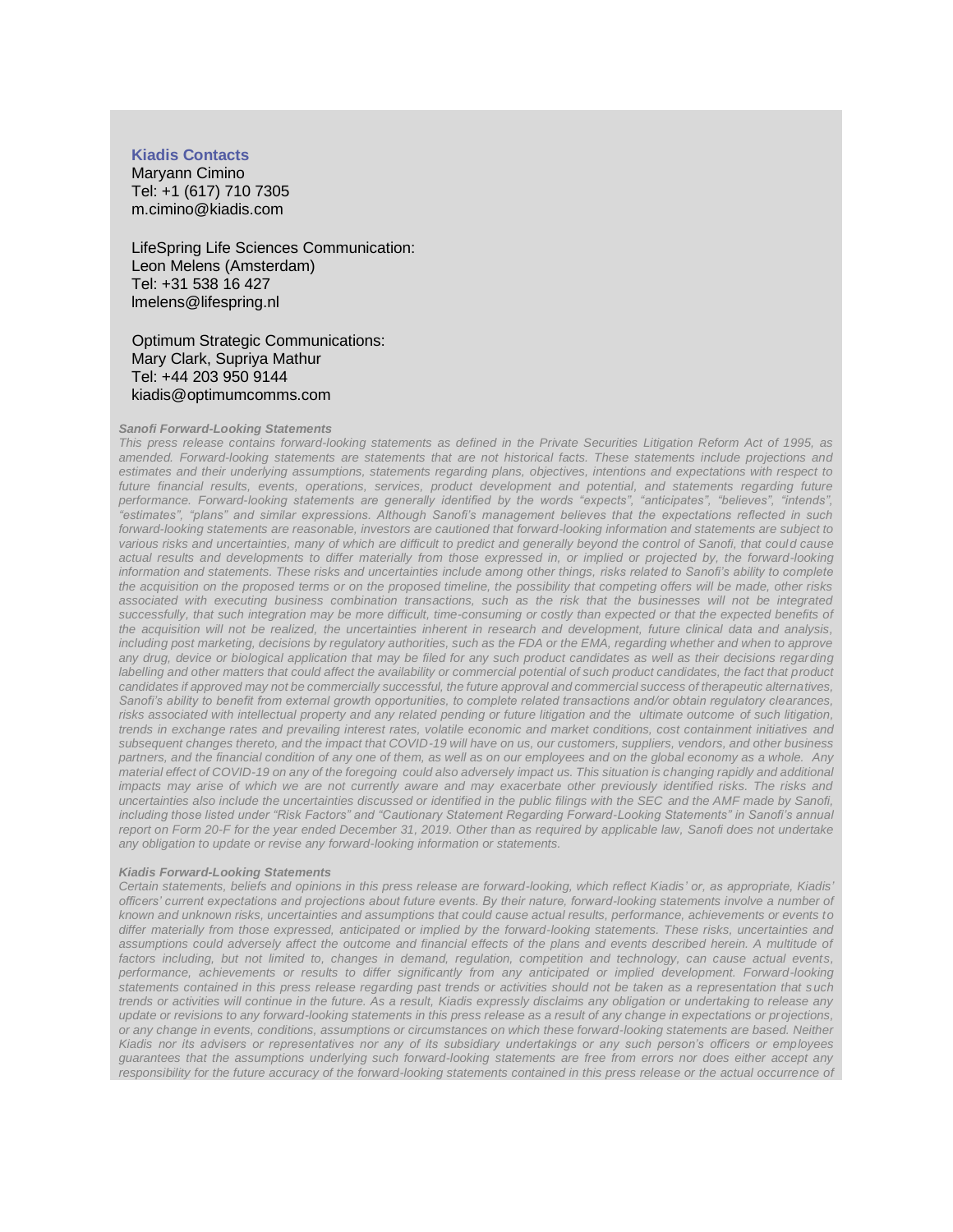**Kiadis Contacts**
Maryann Cimino
Tel: +1 (617) 710 7305
m.cimino@kiadis.com

LifeSpring Life Sciences Communication:
Leon Melens (Amsterdam)
Tel: +31 538 16 427
lmelens@lifespring.nl

Optimum Strategic Communications:
Mary Clark, Supriya Mathur
Tel: +44 203 950 9144
kiadis@optimumcomms.com

***Sanofi Forward-Looking Statements***

*This press release contains forward-looking statements as defined in the Private Securities Litigation Reform Act of 1995, as amended. Forward-looking statements are statements that are not historical facts. These statements include projections and estimates and their underlying assumptions, statements regarding plans, objectives, intentions and expectations with respect to future financial results, events, operations, services, product development and potential, and statements regarding future performance. Forward-looking statements are generally identified by the words "expects", "anticipates", "believes", "intends", "estimates", "plans" and similar expressions. Although Sanofi's management believes that the expectations reflected in such forward-looking statements are reasonable, investors are cautioned that forward-looking information and statements are subject to various risks and uncertainties, many of which are difficult to predict and generally beyond the control of Sanofi, that could cause actual results and developments to differ materially from those expressed in, or implied or projected by, the forward-looking information and statements. These risks and uncertainties include among other things, risks related to Sanofi's ability to complete the acquisition on the proposed terms or on the proposed timeline, the possibility that competing offers will be made, other risks associated with executing business combination transactions, such as the risk that the businesses will not be integrated successfully, that such integration may be more difficult, time-consuming or costly than expected or that the expected benefits of the acquisition will not be realized, the uncertainties inherent in research and development, future clinical data and analysis, including post marketing, decisions by regulatory authorities, such as the FDA or the EMA, regarding whether and when to approve any drug, device or biological application that may be filed for any such product candidates as well as their decisions regarding labelling and other matters that could affect the availability or commercial potential of such product candidates, the fact that product candidates if approved may not be commercially successful, the future approval and commercial success of therapeutic alternatives, Sanofi's ability to benefit from external growth opportunities, to complete related transactions and/or obtain regulatory clearances, risks associated with intellectual property and any related pending or future litigation and the ultimate outcome of such litigation, trends in exchange rates and prevailing interest rates, volatile economic and market conditions, cost containment initiatives and subsequent changes thereto, and the impact that COVID-19 will have on us, our customers, suppliers, vendors, and other business partners, and the financial condition of any one of them, as well as on our employees and on the global economy as a whole. Any material effect of COVID-19 on any of the foregoing could also adversely impact us. This situation is changing rapidly and additional impacts may arise of which we are not currently aware and may exacerbate other previously identified risks. The risks and uncertainties also include the uncertainties discussed or identified in the public filings with the SEC and the AMF made by Sanofi, including those listed under "Risk Factors" and "Cautionary Statement Regarding Forward-Looking Statements" in Sanofi's annual report on Form 20-F for the year ended December 31, 2019. Other than as required by applicable law, Sanofi does not undertake any obligation to update or revise any forward-looking information or statements.*

***Kiadis Forward-Looking Statements***

*Certain statements, beliefs and opinions in this press release are forward-looking, which reflect Kiadis' or, as appropriate, Kiadis' officers' current expectations and projections about future events. By their nature, forward-looking statements involve a number of known and unknown risks, uncertainties and assumptions that could cause actual results, performance, achievements or events to differ materially from those expressed, anticipated or implied by the forward-looking statements. These risks, uncertainties and assumptions could adversely affect the outcome and financial effects of the plans and events described herein. A multitude of factors including, but not limited to, changes in demand, regulation, competition and technology, can cause actual events, performance, achievements or results to differ significantly from any anticipated or implied development. Forward-looking statements contained in this press release regarding past trends or activities should not be taken as a representation that such trends or activities will continue in the future. As a result, Kiadis expressly disclaims any obligation or undertaking to release any update or revisions to any forward-looking statements in this press release as a result of any change in expectations or projections, or any change in events, conditions, assumptions or circumstances on which these forward-looking statements are based. Neither Kiadis nor its advisers or representatives nor any of its subsidiary undertakings or any such person's officers or employees guarantees that the assumptions underlying such forward-looking statements are free from errors nor does either accept any responsibility for the future accuracy of the forward-looking statements contained in this press release or the actual occurrence of*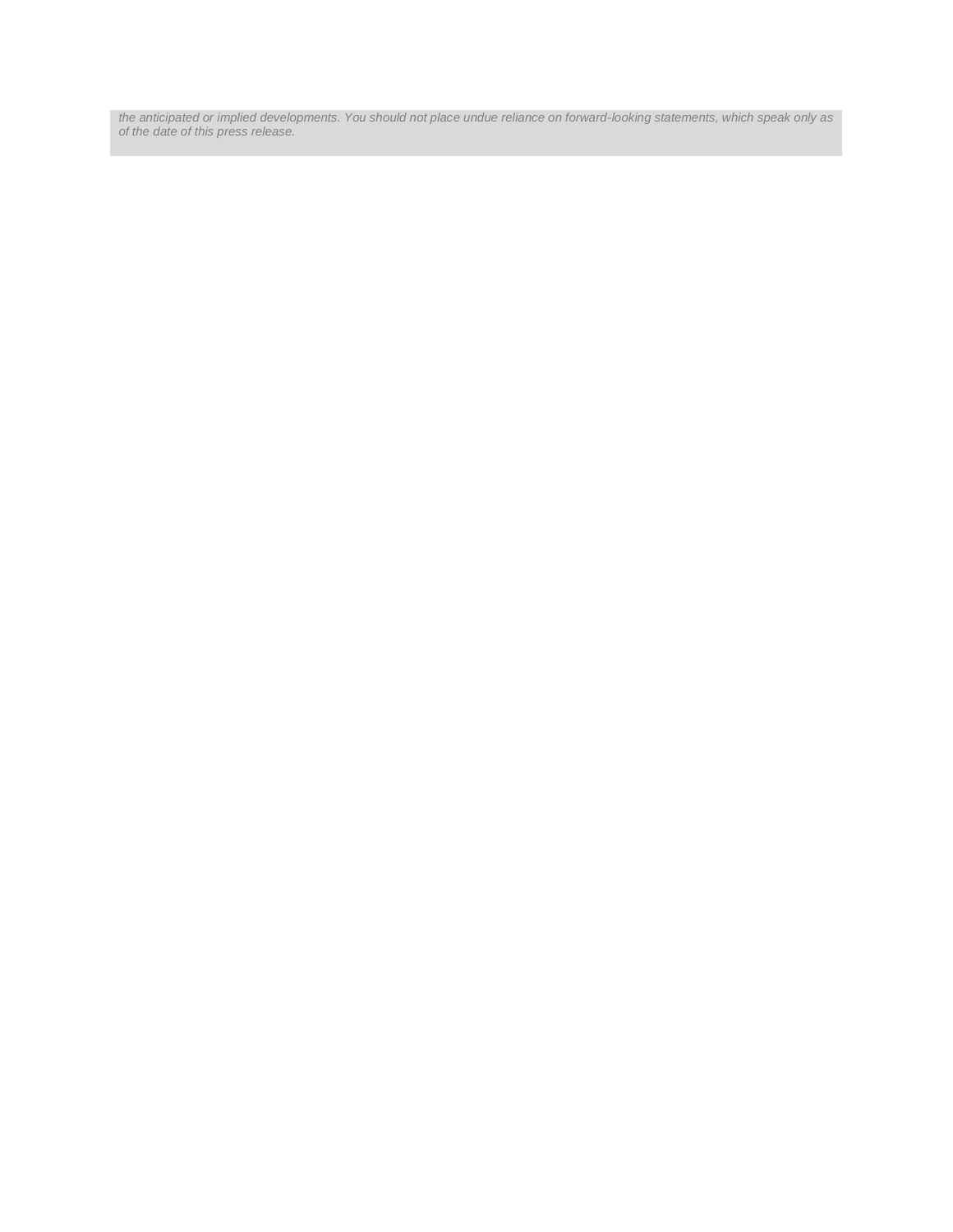*the anticipated or implied developments. You should not place undue reliance on forward-looking statements, which speak only as of the date of this press release.*